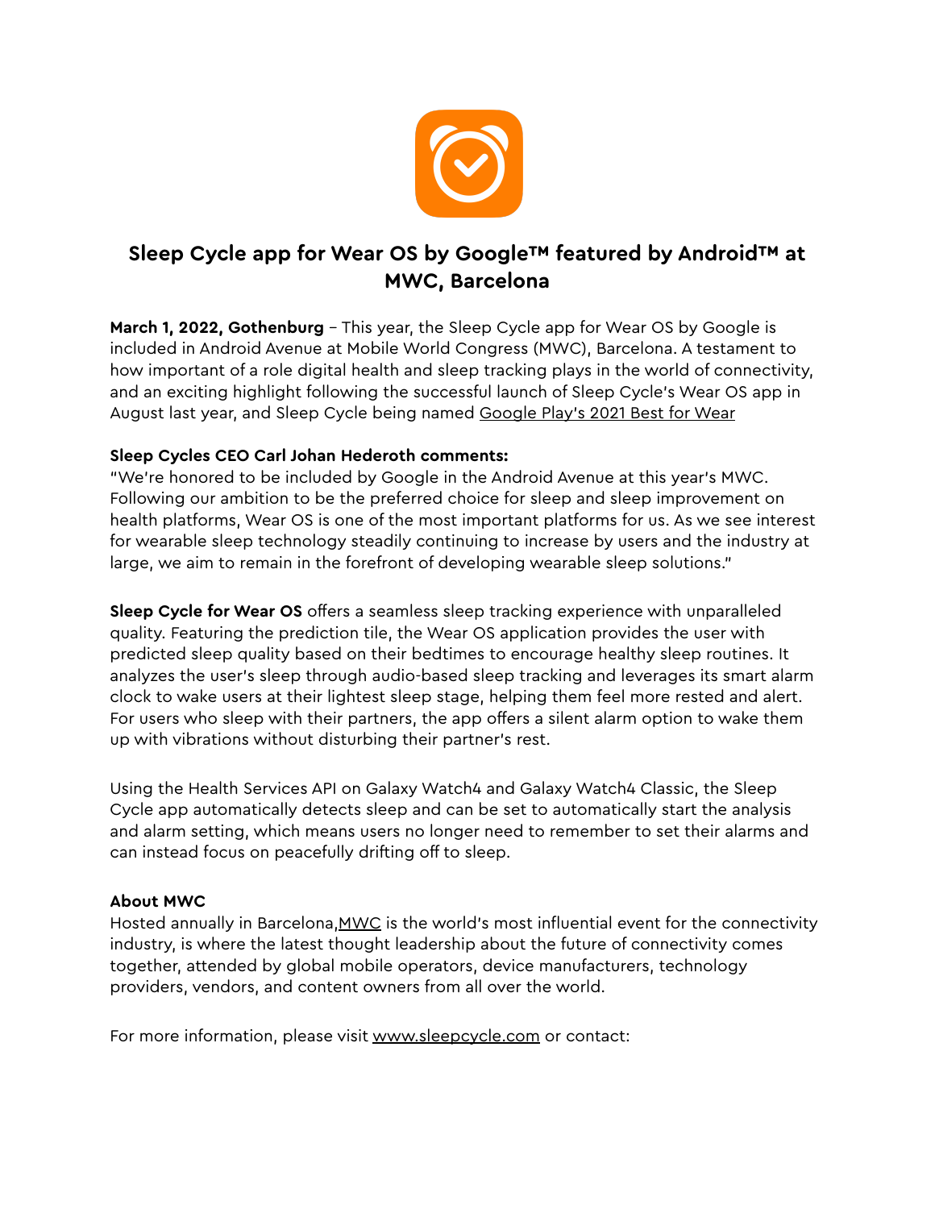# Sleep Cycle app for Wear OS by Google™ featured by Android™ at MWC, Barcelona

**March 1, 2022, Gothenburg** – This year, the Sleep Cycle app for Wear OS by Google is included in Android Avenue at Mobile World Congress (MWC), Barcelona. A testament to how important of a role digital health and sleep tracking plays in the world of connectivity, and an exciting highlight following the successful launch of Sleep Cycle's Wear OS app in August last year, and Sleep Cycle being named Google Play's 2021 Best for Wear

**Sleep Cycles CEO Carl Johan Hederoth comments:**
"We're honored to be included by Google in the Android Avenue at this year's MWC. Following our ambition to be the preferred choice for sleep and sleep improvement on health platforms, Wear OS is one of the most important platforms for us. As we see interest for wearable sleep technology steadily continuing to increase by users and the industry at large, we aim to remain in the forefront of developing wearable sleep solutions."

**Sleep Cycle for Wear OS** offers a seamless sleep tracking experience with unparalleled quality. Featuring the prediction tile, the Wear OS application provides the user with predicted sleep quality based on their bedtimes to encourage healthy sleep routines. It analyzes the user's sleep through audio-based sleep tracking and leverages its smart alarm clock to wake users at their lightest sleep stage, helping them feel more rested and alert. For users who sleep with their partners, the app offers a silent alarm option to wake them up with vibrations without disturbing their partner's rest.

Using the Health Services API on Galaxy Watch4 and Galaxy Watch4 Classic, the Sleep Cycle app automatically detects sleep and can be set to automatically start the analysis and alarm setting, which means users no longer need to remember to set their alarms and can instead focus on peacefully drifting off to sleep.

**About MWC**
Hosted annually in Barcelona,MWC is the world's most influential event for the connectivity industry, is where the latest thought leadership about the future of connectivity comes together, attended by global mobile operators, device manufacturers, technology providers, vendors, and content owners from all over the world.

For more information, please visit www.sleepcycle.com or contact: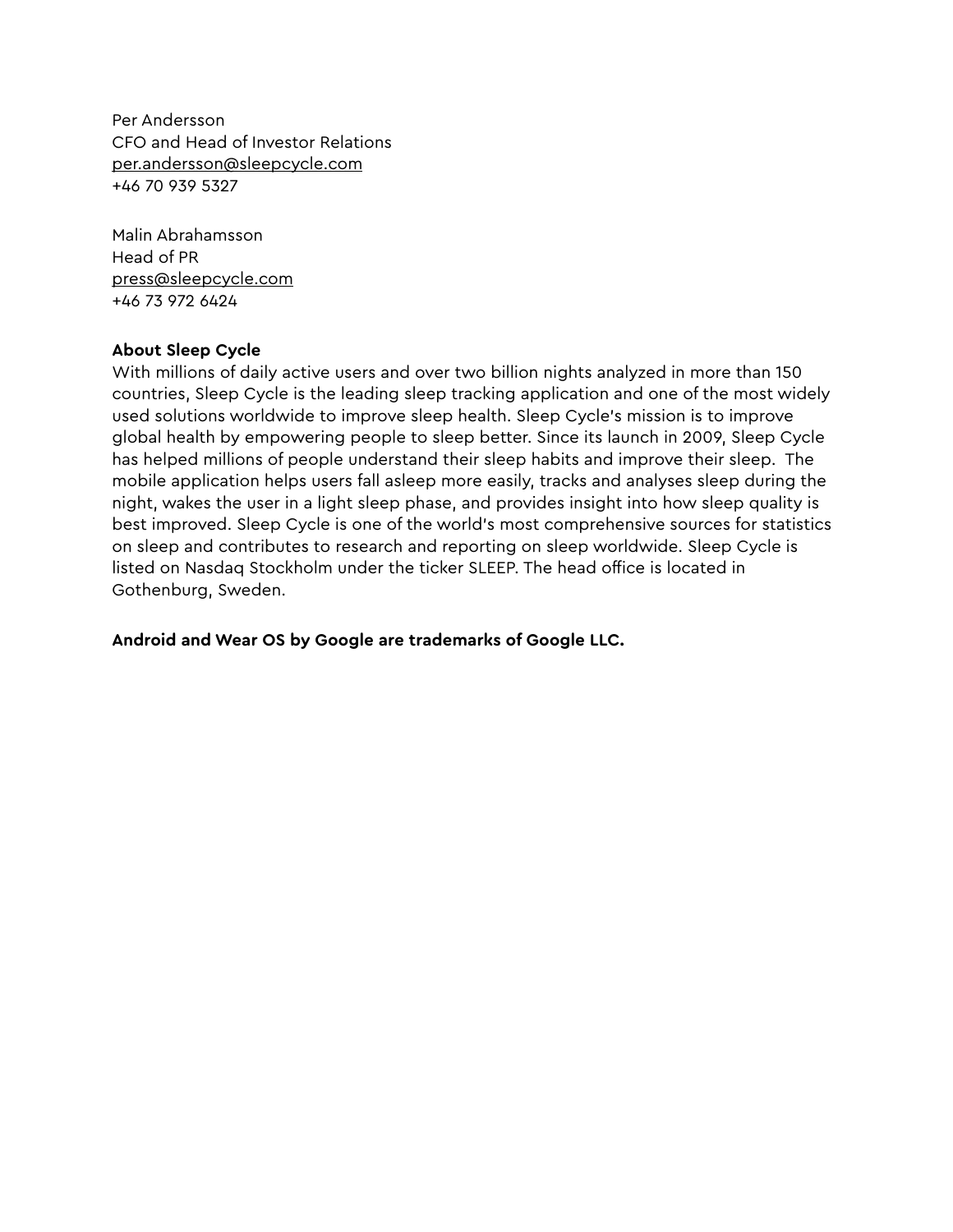Per Andersson
CFO and Head of Investor Relations
per.andersson@sleepcycle.com
+46 70 939 5327

Malin Abrahamsson
Head of PR
press@sleepcycle.com
+46 73 972 6424

**About Sleep Cycle**
With millions of daily active users and over two billion nights analyzed in more than 150 countries, Sleep Cycle is the leading sleep tracking application and one of the most widely used solutions worldwide to improve sleep health. Sleep Cycle's mission is to improve global health by empowering people to sleep better. Since its launch in 2009, Sleep Cycle has helped millions of people understand their sleep habits and improve their sleep. The mobile application helps users fall asleep more easily, tracks and analyses sleep during the night, wakes the user in a light sleep phase, and provides insight into how sleep quality is best improved. Sleep Cycle is one of the world's most comprehensive sources for statistics on sleep and contributes to research and reporting on sleep worldwide. Sleep Cycle is listed on Nasdaq Stockholm under the ticker SLEEP. The head office is located in Gothenburg, Sweden.

**Android and Wear OS by Google are trademarks of Google LLC.**